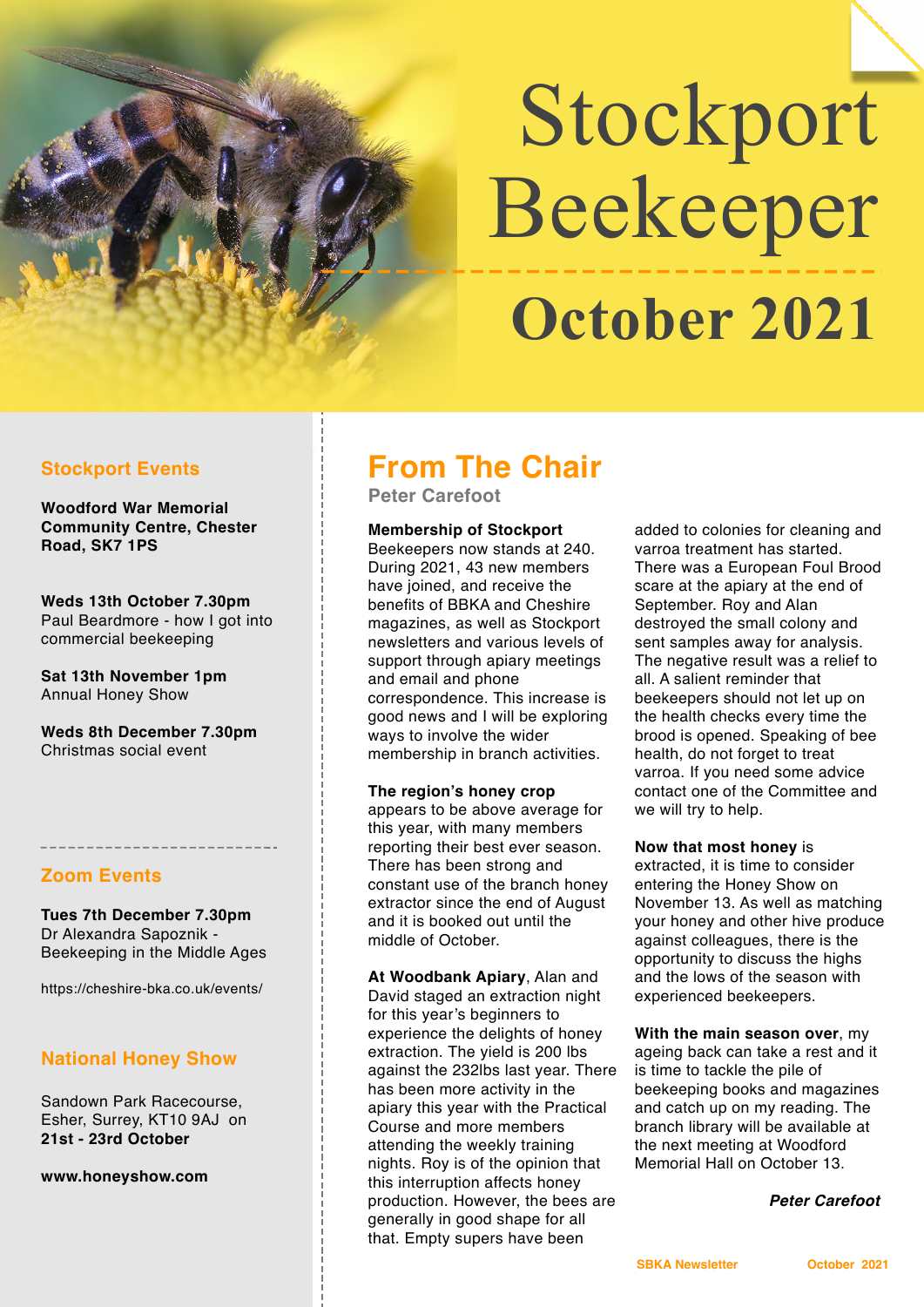# Stockport Beekeeper

# October 2021

## Stockport Events

**Woodford War Memorial Community Centre, Chester Road, SK7 1PS**

**Weds 13th October 7.30pm**
Paul Beardmore - how I got into commercial beekeeping

**Sat 13th November 1pm**
Annual Honey Show

**Weds 8th December 7.30pm**
Christmas social event

## Zoom Events

**Tues 7th December 7.30pm**
Dr Alexandra Sapoznik - Beekeeping in the Middle Ages

https://cheshire-bka.co.uk/events/

## National Honey Show

Sandown Park Racecourse, Esher, Surrey, KT10 9AJ on **21st - 23rd October**

**www.honeyshow.com**

## From The Chair

**Peter Carefoot**

**Membership of Stockport** Beekeepers now stands at 240. During 2021, 43 new members have joined, and receive the benefits of BBKA and Cheshire magazines, as well as Stockport newsletters and various levels of support through apiary meetings and email and phone correspondence. This increase is good news and I will be exploring ways to involve the wider membership in branch activities.

**The region's honey crop** appears to be above average for this year, with many members reporting their best ever season. There has been strong and constant use of the branch honey extractor since the end of August and it is booked out until the middle of October.

**At Woodbank Apiary**, Alan and David staged an extraction night for this year's beginners to experience the delights of honey extraction. The yield is 200 lbs against the 232lbs last year. There has been more activity in the apiary this year with the Practical Course and more members attending the weekly training nights. Roy is of the opinion that this interruption affects honey production. However, the bees are generally in good shape for all that. Empty supers have been added to colonies for cleaning and varroa treatment has started. There was a European Foul Brood scare at the apiary at the end of September. Roy and Alan destroyed the small colony and sent samples away for analysis. The negative result was a relief to all. A salient reminder that beekeepers should not let up on the health checks every time the brood is opened. Speaking of bee health, do not forget to treat varroa. If you need some advice contact one of the Committee and we will try to help.

**Now that most honey** is extracted, it is time to consider entering the Honey Show on November 13. As well as matching your honey and other hive produce against colleagues, there is the opportunity to discuss the highs and the lows of the season with experienced beekeepers.

**With the main season over**, my ageing back can take a rest and it is time to tackle the pile of beekeeping books and magazines and catch up on my reading. The branch library will be available at the next meeting at Woodford Memorial Hall on October 13.

***Peter Carefoot***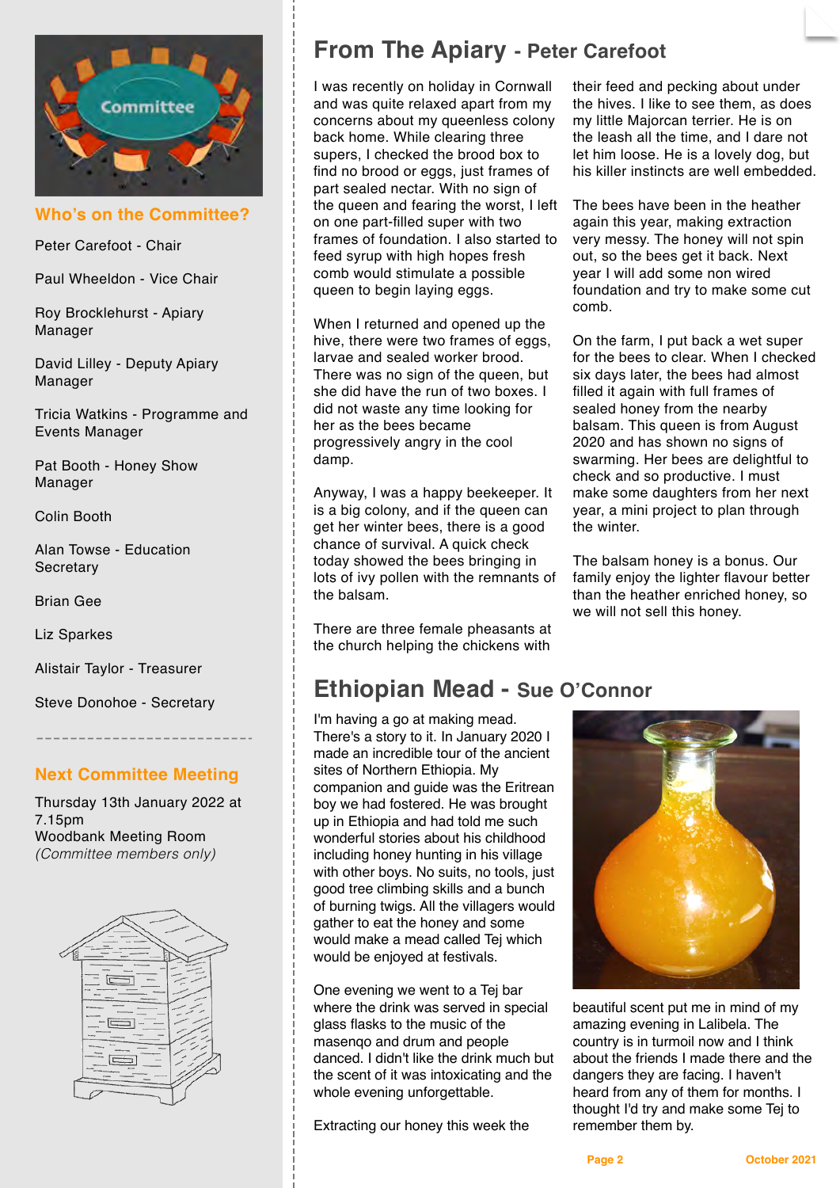## Who's on the Committee?

Peter Carefoot - Chair

Paul Wheeldon - Vice Chair

Roy Brocklehurst - Apiary Manager

David Lilley - Deputy Apiary Manager

Tricia Watkins - Programme and Events Manager

Pat Booth - Honey Show Manager

Colin Booth

Alan Towse - Education Secretary

Brian Gee

Liz Sparkes

Alistair Taylor - Treasurer

Steve Donohoe - Secretary

## Next Committee Meeting

Thursday 13th January 2022 at 7.15pm
Woodbank Meeting Room
*(Committee members only)*

# From The Apiary - Peter Carefoot

I was recently on holiday in Cornwall and was quite relaxed apart from my concerns about my queenless colony back home. While clearing three supers, I checked the brood box to find no brood or eggs, just frames of part sealed nectar. With no sign of the queen and fearing the worst, I left on one part-filled super with two frames of foundation. I also started to feed syrup with high hopes fresh comb would stimulate a possible queen to begin laying eggs.

When I returned and opened up the hive, there were two frames of eggs, larvae and sealed worker brood. There was no sign of the queen, but she did have the run of two boxes. I did not waste any time looking for her as the bees became progressively angry in the cool damp.

Anyway, I was a happy beekeeper. It is a big colony, and if the queen can get her winter bees, there is a good chance of survival. A quick check today showed the bees bringing in lots of ivy pollen with the remnants of the balsam.

There are three female pheasants at the church helping the chickens with their feed and pecking about under the hives. I like to see them, as does my little Majorcan terrier. He is on the leash all the time, and I dare not let him loose. He is a lovely dog, but his killer instincts are well embedded.

The bees have been in the heather again this year, making extraction very messy. The honey will not spin out, so the bees get it back. Next year I will add some non wired foundation and try to make some cut comb.

On the farm, I put back a wet super for the bees to clear. When I checked six days later, the bees had almost filled it again with full frames of sealed honey from the nearby balsam. This queen is from August 2020 and has shown no signs of swarming. Her bees are delightful to check and so productive. I must make some daughters from her next year, a mini project to plan through the winter.

The balsam honey is a bonus. Our family enjoy the lighter flavour better than the heather enriched honey, so we will not sell this honey.

# Ethiopian Mead - Sue O'Connor

I'm having a go at making mead. There's a story to it. In January 2020 I made an incredible tour of the ancient sites of Northern Ethiopia. My companion and guide was the Eritrean boy we had fostered. He was brought up in Ethiopia and had told me such wonderful stories about his childhood including honey hunting in his village with other boys. No suits, no tools, just good tree climbing skills and a bunch of burning twigs. All the villagers would gather to eat the honey and some would make a mead called Tej which would be enjoyed at festivals.

One evening we went to a Tej bar where the drink was served in special glass flasks to the music of the masenqo and drum and people danced. I didn't like the drink much but the scent of it was intoxicating and the whole evening unforgettable.

Extracting our honey this week the beautiful scent put me in mind of my amazing evening in Lalibela. The country is in turmoil now and I think about the friends I made there and the dangers they are facing. I haven't heard from any of them for months. I thought I'd try and make some Tej to remember them by.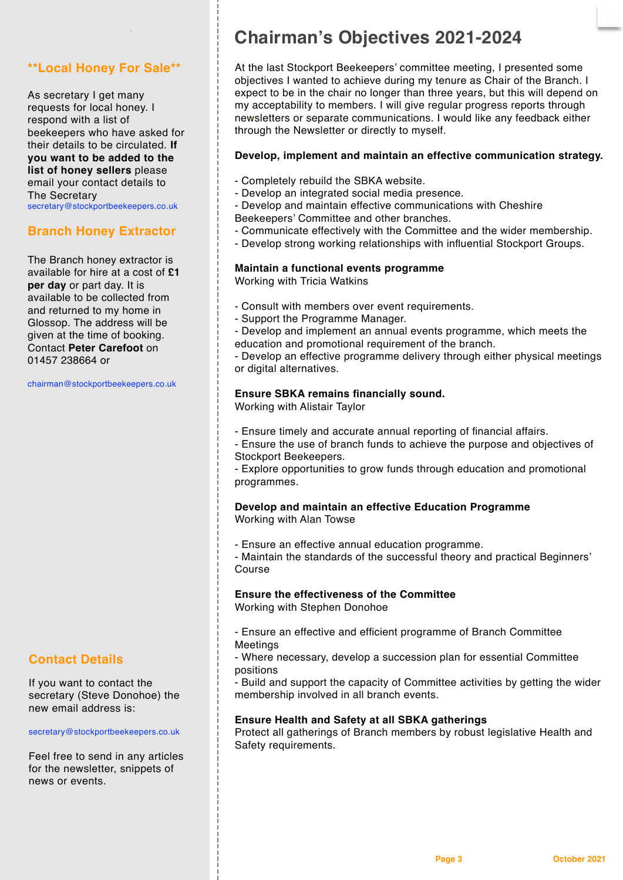## **Local Honey For Sale**

As secretary I get many requests for local honey. I respond with a list of beekeepers who have asked for their details to be circulated. **If you want to be added to the list of honey sellers** please email your contact details to The Secretary secretary@stockportbeekeepers.co.uk

## Branch Honey Extractor

The Branch honey extractor is available for hire at a cost of **£1 per day** or part day. It is available to be collected from and returned to my home in Glossop. The address will be given at the time of booking. Contact **Peter Carefoot** on 01457 238664 or

chairman@stockportbeekeepers.co.uk

## Contact Details

If you want to contact the secretary (Steve Donohoe) the new email address is:

secretary@stockportbeekeepers.co.uk

Feel free to send in any articles for the newsletter, snippets of news or events.

# Chairman's Objectives 2021-2024

At the last Stockport Beekeepers' committee meeting, I presented some objectives I wanted to achieve during my tenure as Chair of the Branch. I expect to be in the chair no longer than three years, but this will depend on my acceptability to members. I will give regular progress reports through newsletters or separate communications. I would like any feedback either through the Newsletter or directly to myself.

**Develop, implement and maintain an effective communication strategy.**

- Completely rebuild the SBKA website.
- Develop an integrated social media presence.
- Develop and maintain effective communications with Cheshire Beekeepers' Committee and other branches.
- Communicate effectively with the Committee and the wider membership.
- Develop strong working relationships with influential Stockport Groups.

**Maintain a functional events programme**
Working with Tricia Watkins

- Consult with members over event requirements.
- Support the Programme Manager.
- Develop and implement an annual events programme, which meets the education and promotional requirement of the branch.
- Develop an effective programme delivery through either physical meetings or digital alternatives.

**Ensure SBKA remains financially sound.**
Working with Alistair Taylor

- Ensure timely and accurate annual reporting of financial affairs.
- Ensure the use of branch funds to achieve the purpose and objectives of Stockport Beekeepers.
- Explore opportunities to grow funds through education and promotional programmes.

**Develop and maintain an effective Education Programme**
Working with Alan Towse

- Ensure an effective annual education programme.
- Maintain the standards of the successful theory and practical Beginners' Course

**Ensure the effectiveness of the Committee**
Working with Stephen Donohoe

- Ensure an effective and efficient programme of Branch Committee Meetings
- Where necessary, develop a succession plan for essential Committee positions
- Build and support the capacity of Committee activities by getting the wider membership involved in all branch events.

**Ensure Health and Safety at all SBKA gatherings**
Protect all gatherings of Branch members by robust legislative Health and Safety requirements.